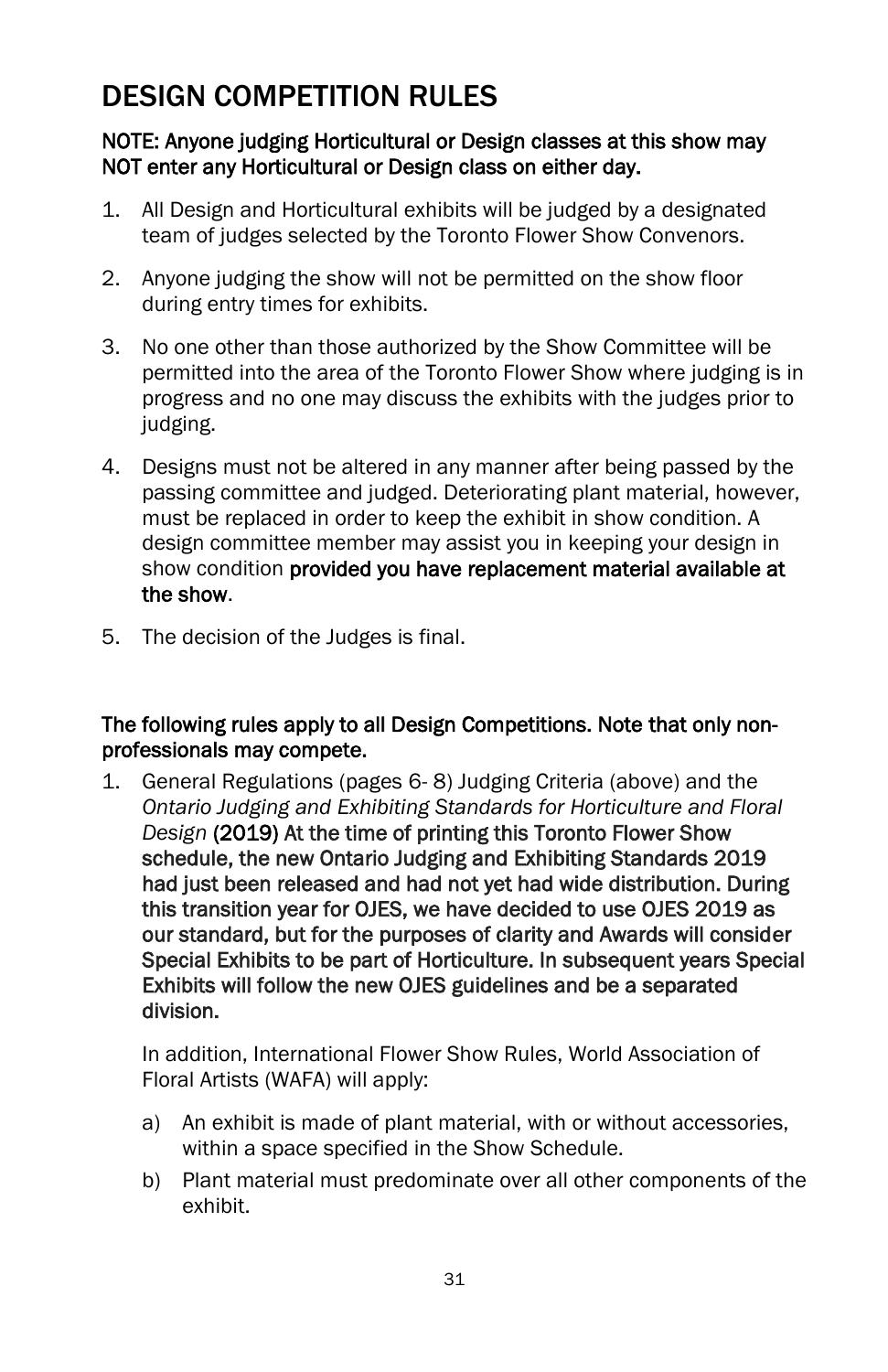# DESIGN COMPETITION RULES

**NOTE: Anyone judging Horticultural or Design classes at this show may NOT enter any Horticultural or Design class on either day.**

1. All Design and Horticultural exhibits will be judged by a designated team of judges selected by the Toronto Flower Show Convenors.
2. Anyone judging the show will not be permitted on the show floor during entry times for exhibits.
3. No one other than those authorized by the Show Committee will be permitted into the area of the Toronto Flower Show where judging is in progress and no one may discuss the exhibits with the judges prior to judging.
4. Designs must not be altered in any manner after being passed by the passing committee and judged. Deteriorating plant material, however, must be replaced in order to keep the exhibit in show condition. A design committee member may assist you in keeping your design in show condition **provided you have replacement material available at the show**.
5. The decision of the Judges is final.

**The following rules apply to all Design Competitions. Note that only non-professionals may compete.**

1. General Regulations (pages 6- 8) Judging Criteria (above) and the *Ontario Judging and Exhibiting Standards for Horticulture and Floral Design* **(2019) At the time of printing this Toronto Flower Show schedule, the new Ontario Judging and Exhibiting Standards 2019 had just been released and had not yet had wide distribution. During this transition year for OJES, we have decided to use OJES 2019 as our standard, but for the purposes of clarity and Awards will consider Special Exhibits to be part of Horticulture. In subsequent years Special Exhibits will follow the new OJES guidelines and be a separated division.**

   In addition, International Flower Show Rules, World Association of Floral Artists (WAFA) will apply:

   a) An exhibit is made of plant material, with or without accessories, within a space specified in the Show Schedule.
   
   b) Plant material must predominate over all other components of the exhibit.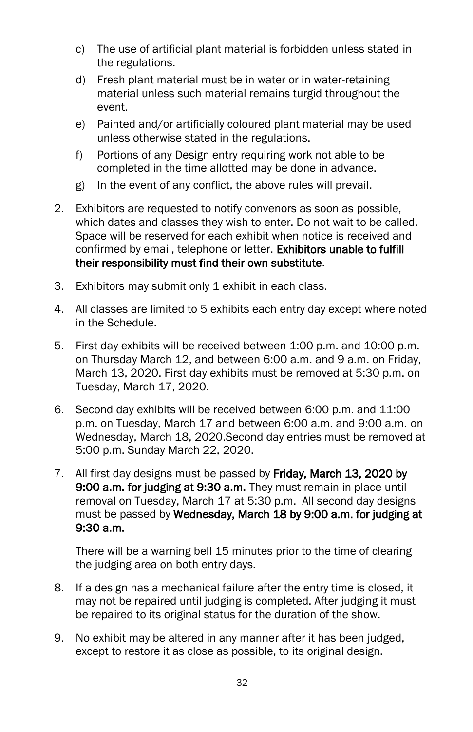c) The use of artificial plant material is forbidden unless stated in the regulations.

d) Fresh plant material must be in water or in water-retaining material unless such material remains turgid throughout the event.

e) Painted and/or artificially coloured plant material may be used unless otherwise stated in the regulations.

f) Portions of any Design entry requiring work not able to be completed in the time allotted may be done in advance.

g) In the event of any conflict, the above rules will prevail.

2. Exhibitors are requested to notify convenors as soon as possible, which dates and classes they wish to enter. Do not wait to be called. Space will be reserved for each exhibit when notice is received and confirmed by email, telephone or letter. **Exhibitors unable to fulfill their responsibility must find their own substitute**.

3. Exhibitors may submit only 1 exhibit in each class.

4. All classes are limited to 5 exhibits each entry day except where noted in the Schedule.

5. First day exhibits will be received between 1:00 p.m. and 10:00 p.m. on Thursday March 12, and between 6:00 a.m. and 9 a.m. on Friday, March 13, 2020. First day exhibits must be removed at 5:30 p.m. on Tuesday, March 17, 2020.

6. Second day exhibits will be received between 6:00 p.m. and 11:00 p.m. on Tuesday, March 17 and between 6:00 a.m. and 9:00 a.m. on Wednesday, March 18, 2020.Second day entries must be removed at 5:00 p.m. Sunday March 22, 2020.

7. All first day designs must be passed by **Friday, March 13, 2020 by 9:00 a.m. for judging at 9:30 a.m.** They must remain in place until removal on Tuesday, March 17 at 5:30 p.m. All second day designs must be passed by **Wednesday, March 18 by 9:00 a.m. for judging at 9:30 a.m.**

   There will be a warning bell 15 minutes prior to the time of clearing the judging area on both entry days.

8. If a design has a mechanical failure after the entry time is closed, it may not be repaired until judging is completed. After judging it must be repaired to its original status for the duration of the show.

9. No exhibit may be altered in any manner after it has been judged, except to restore it as close as possible, to its original design.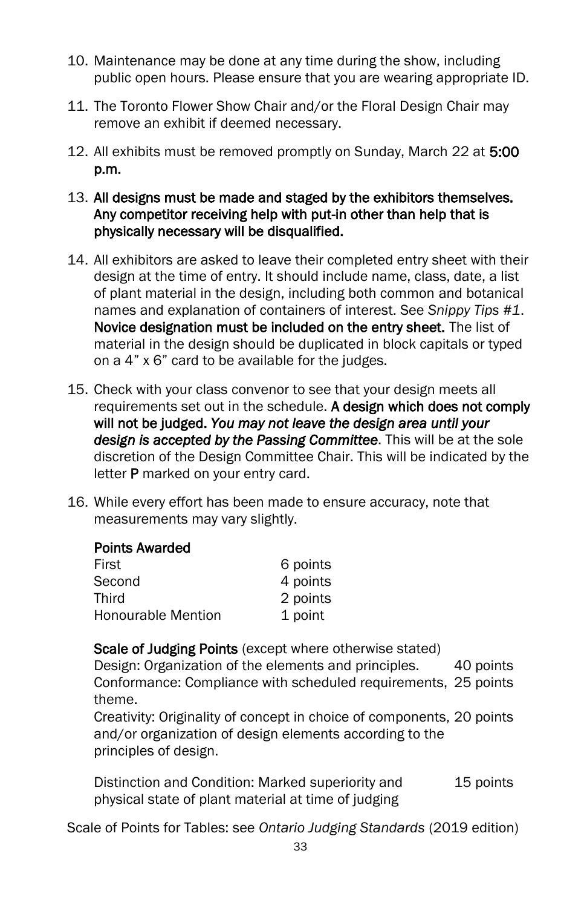10. Maintenance may be done at any time during the show, including public open hours. Please ensure that you are wearing appropriate ID.

11. The Toronto Flower Show Chair and/or the Floral Design Chair may remove an exhibit if deemed necessary.

12. All exhibits must be removed promptly on Sunday, March 22 at **5:00 p.m.**

13. **All designs must be made and staged by the exhibitors themselves. Any competitor receiving help with put-in other than help that is physically necessary will be disqualified.**

14. All exhibitors are asked to leave their completed entry sheet with their design at the time of entry. It should include name, class, date, a list of plant material in the design, including both common and botanical names and explanation of containers of interest. See *Snippy Tips #1*. **Novice designation must be included on the entry sheet.** The list of material in the design should be duplicated in block capitals or typed on a 4" x 6" card to be available for the judges.

15. Check with your class convenor to see that your design meets all requirements set out in the schedule. **A design which does not comply will not be judged.** ***You may not leave the design area until your design is accepted by the Passing Committee***. This will be at the sole discretion of the Design Committee Chair. This will be indicated by the letter **P** marked on your entry card.

16. While every effort has been made to ensure accuracy, note that measurements may vary slightly.

**Points Awarded**

| | |
|---|---|
| First | 6 points |
| Second | 4 points |
| Third | 2 points |
| Honourable Mention | 1 point |

**Scale of Judging Points** (except where otherwise stated)

| | |
|---|---|
| Design: Organization of the elements and principles. | 40 points |
| Conformance: Compliance with scheduled requirements, theme. | 25 points |
| Creativity: Originality of concept in choice of components, and/or organization of design elements according to the principles of design. | 20 points |
| Distinction and Condition: Marked superiority and physical state of plant material at time of judging | 15 points |

Scale of Points for Tables: see *Ontario Judging Standards* (2019 edition)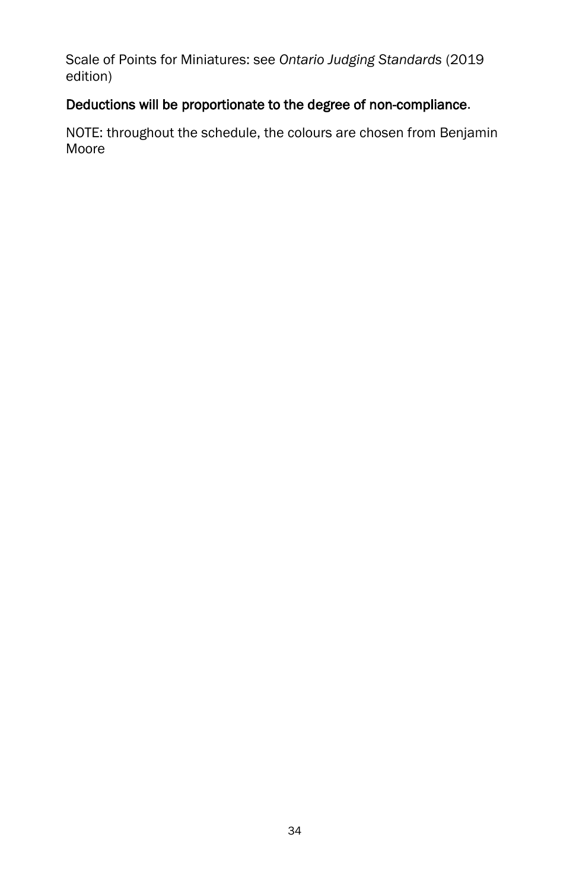Scale of Points for Miniatures: see *Ontario Judging Standards* (2019 edition)

**Deductions will be proportionate to the degree of non-compliance.**

NOTE: throughout the schedule, the colours are chosen from Benjamin Moore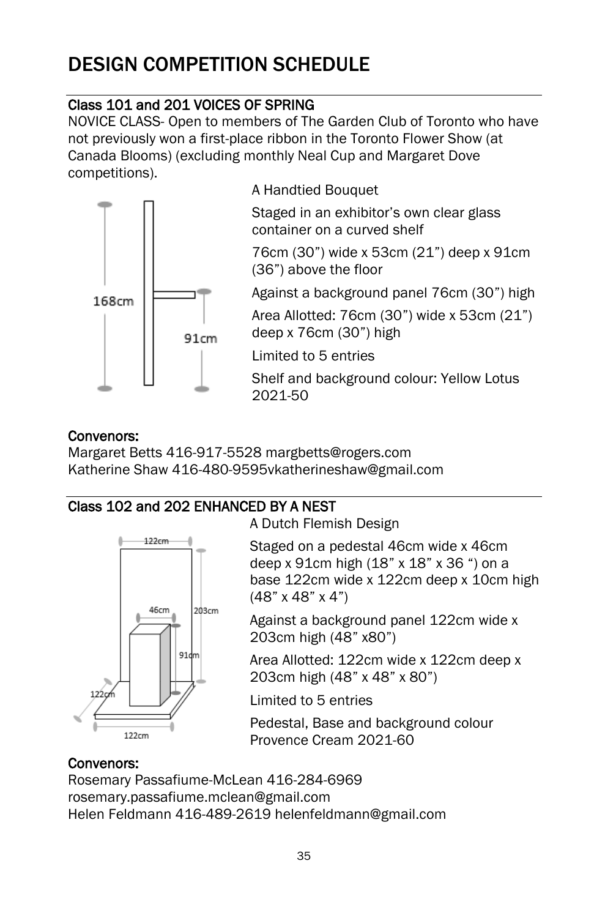# DESIGN COMPETITION SCHEDULE

## Class 101 and 201 VOICES OF SPRING

NOVICE CLASS- Open to members of The Garden Club of Toronto who have not previously won a first-place ribbon in the Toronto Flower Show (at Canada Blooms) (excluding monthly Neal Cup and Margaret Dove competitions).

A Handtied Bouquet

Staged in an exhibitor's own clear glass container on a curved shelf

76cm (30") wide x 53cm (21") deep x 91cm (36") above the floor

Against a background panel 76cm (30") high

Area Allotted: 76cm (30") wide x 53cm (21") deep x 76cm (30") high

Limited to 5 entries

Shelf and background colour: Yellow Lotus 2021-50

**Convenors:**

Margaret Betts 416-917-5528 margbetts@rogers.com
Katherine Shaw 416-480-9595vkatherineshaw@gmail.com

## Class 102 and 202 ENHANCED BY A NEST

A Dutch Flemish Design

Staged on a pedestal 46cm wide x 46cm deep x 91cm high (18" x 18" x 36 ") on a base 122cm wide x 122cm deep x 10cm high (48" x 48" x 4")

Against a background panel 122cm wide x 203cm high (48" x80")

Area Allotted: 122cm wide x 122cm deep x 203cm high (48" x 48" x 80")

Limited to 5 entries

Pedestal, Base and background colour Provence Cream 2021-60

**Convenors:**

Rosemary Passafiume-McLean 416-284-6969
rosemary.passafiume.mclean@gmail.com
Helen Feldmann 416-489-2619 helenfeldmann@gmail.com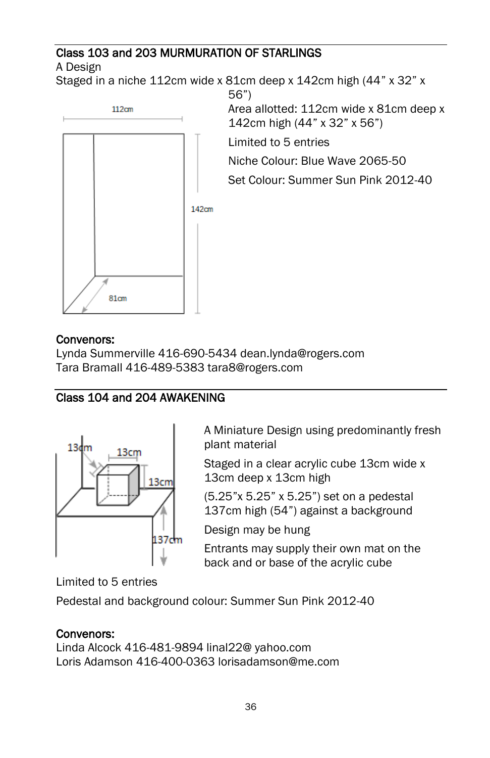## Class 103 and 203 MURMURATION OF STARLINGS

A Design

Staged in a niche 112cm wide x 81cm deep x 142cm high (44” x 32” x 56”)

Area allotted: 112cm wide x 81cm deep x 142cm high (44” x 32” x 56”)

Limited to 5 entries

Niche Colour: Blue Wave 2065-50

Set Colour: Summer Sun Pink 2012-40

**Convenors:**

Lynda Summerville 416-690-5434 dean.lynda@rogers.com

Tara Bramall 416-489-5383 tara8@rogers.com

## Class 104 and 204 AWAKENING

A Miniature Design using predominantly fresh plant material

Staged in a clear acrylic cube 13cm wide x 13cm deep x 13cm high

(5.25”x 5.25” x 5.25”) set on a pedestal 137cm high (54”) against a background

Design may be hung

Entrants may supply their own mat on the back and or base of the acrylic cube

Limited to 5 entries

Pedestal and background colour: Summer Sun Pink 2012-40

**Convenors:**

Linda Alcock 416-481-9894 linal22@ yahoo.com

Loris Adamson 416-400-0363 lorisadamson@me.com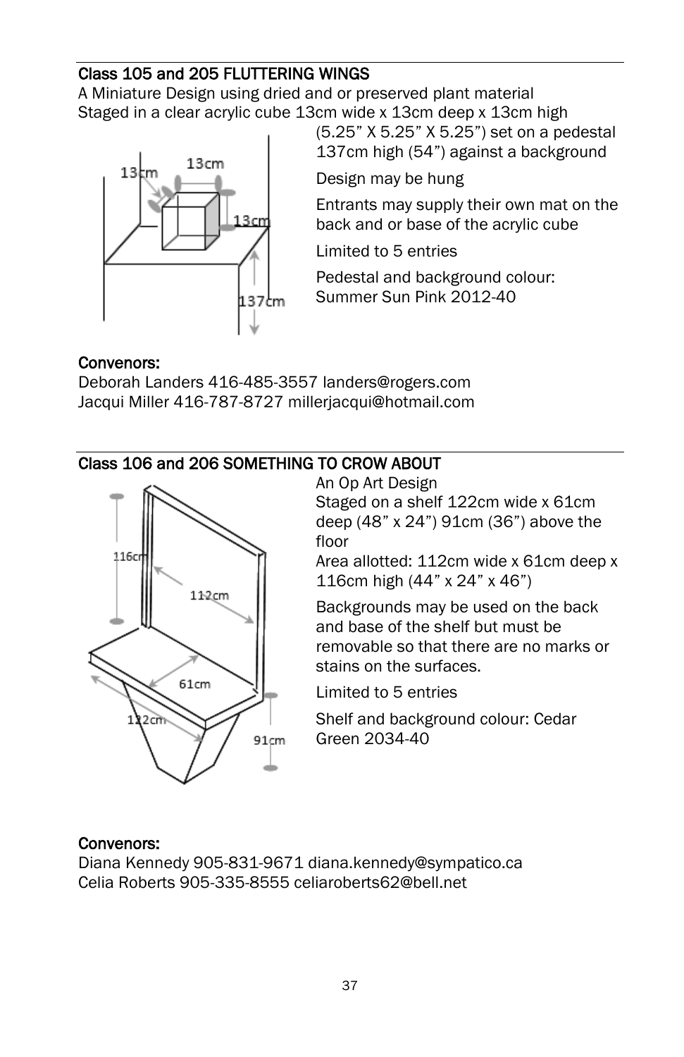## Class 105 and 205 FLUTTERING WINGS

A Miniature Design using dried and or preserved plant material

Staged in a clear acrylic cube 13cm wide x 13cm deep x 13cm high (5.25” X 5.25” X 5.25”) set on a pedestal 137cm high (54”) against a background

Design may be hung

Entrants may supply their own mat on the back and or base of the acrylic cube

Limited to 5 entries

Pedestal and background colour: Summer Sun Pink 2012-40

**Convenors:**

Deborah Landers 416-485-3557 landers@rogers.com

Jacqui Miller 416-787-8727 millerjacqui@hotmail.com

## Class 106 and 206 SOMETHING TO CROW ABOUT

An Op Art Design

Staged on a shelf 122cm wide x 61cm deep (48” x 24”) 91cm (36”) above the floor

Area allotted: 112cm wide x 61cm deep x 116cm high (44” x 24” x 46”)

Backgrounds may be used on the back and base of the shelf but must be removable so that there are no marks or stains on the surfaces.

Limited to 5 entries

Shelf and background colour: Cedar Green 2034-40

**Convenors:**

Diana Kennedy 905-831-9671 diana.kennedy@sympatico.ca

Celia Roberts 905-335-8555 celiaroberts62@bell.net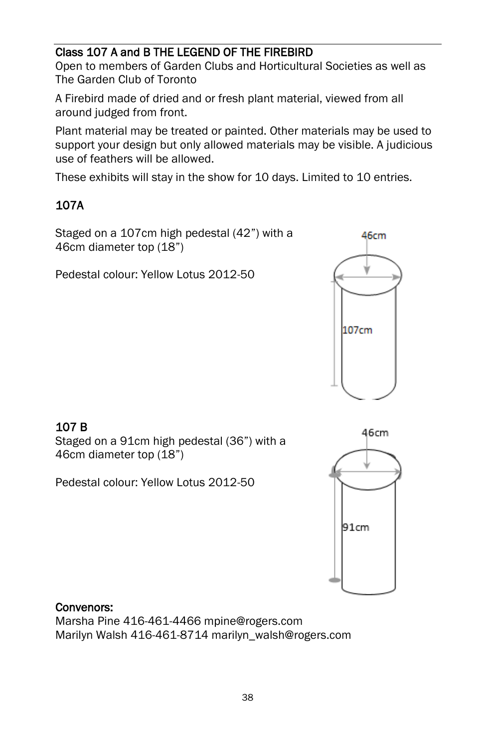## Class 107 A and B THE LEGEND OF THE FIREBIRD

Open to members of Garden Clubs and Horticultural Societies as well as The Garden Club of Toronto

A Firebird made of dried and or fresh plant material, viewed from all around judged from front.

Plant material may be treated or painted. Other materials may be used to support your design but only allowed materials may be visible. A judicious use of feathers will be allowed.

These exhibits will stay in the show for 10 days. Limited to 10 entries.

### 107A

Staged on a 107cm high pedestal (42") with a 46cm diameter top (18")

Pedestal colour: Yellow Lotus 2012-50

46cm

107cm

### 107 B

Staged on a 91cm high pedestal (36") with a 46cm diameter top (18")

Pedestal colour: Yellow Lotus 2012-50

46cm

91cm

**Convenors:**

Marsha Pine 416-461-4466 mpine@rogers.com
Marilyn Walsh 416-461-8714 marilyn_walsh@rogers.com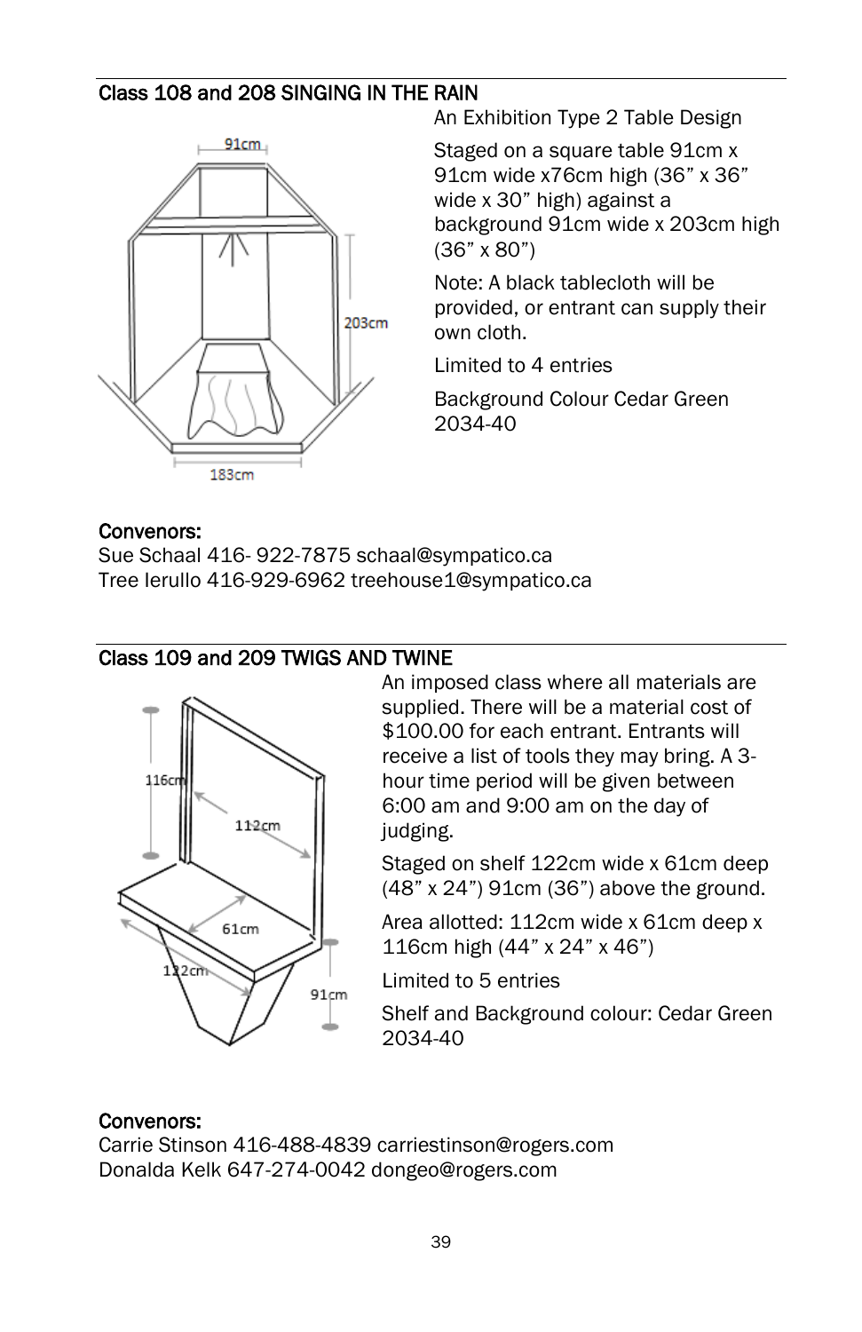## Class 108 and 208 SINGING IN THE RAIN

An Exhibition Type 2 Table Design

Staged on a square table 91cm x 91cm wide x76cm high (36" x 36" wide x 30" high) against a background 91cm wide x 203cm high (36" x 80")

Note: A black tablecloth will be provided, or entrant can supply their own cloth.

Limited to 4 entries

Background Colour Cedar Green 2034-40

**Convenors:**
Sue Schaal 416- 922-7875 schaal@sympatico.ca
Tree Ierullo 416-929-6962 treehouse1@sympatico.ca

## Class 109 and 209 TWIGS AND TWINE

An imposed class where all materials are supplied. There will be a material cost of $100.00 for each entrant. Entrants will receive a list of tools they may bring. A 3-hour time period will be given between 6:00 am and 9:00 am on the day of judging.

Staged on shelf 122cm wide x 61cm deep (48" x 24") 91cm (36") above the ground.

Area allotted: 112cm wide x 61cm deep x 116cm high (44" x 24" x 46")

Limited to 5 entries

Shelf and Background colour: Cedar Green 2034-40

**Convenors:**
Carrie Stinson 416-488-4839 carriestinson@rogers.com
Donalda Kelk 647-274-0042 dongeo@rogers.com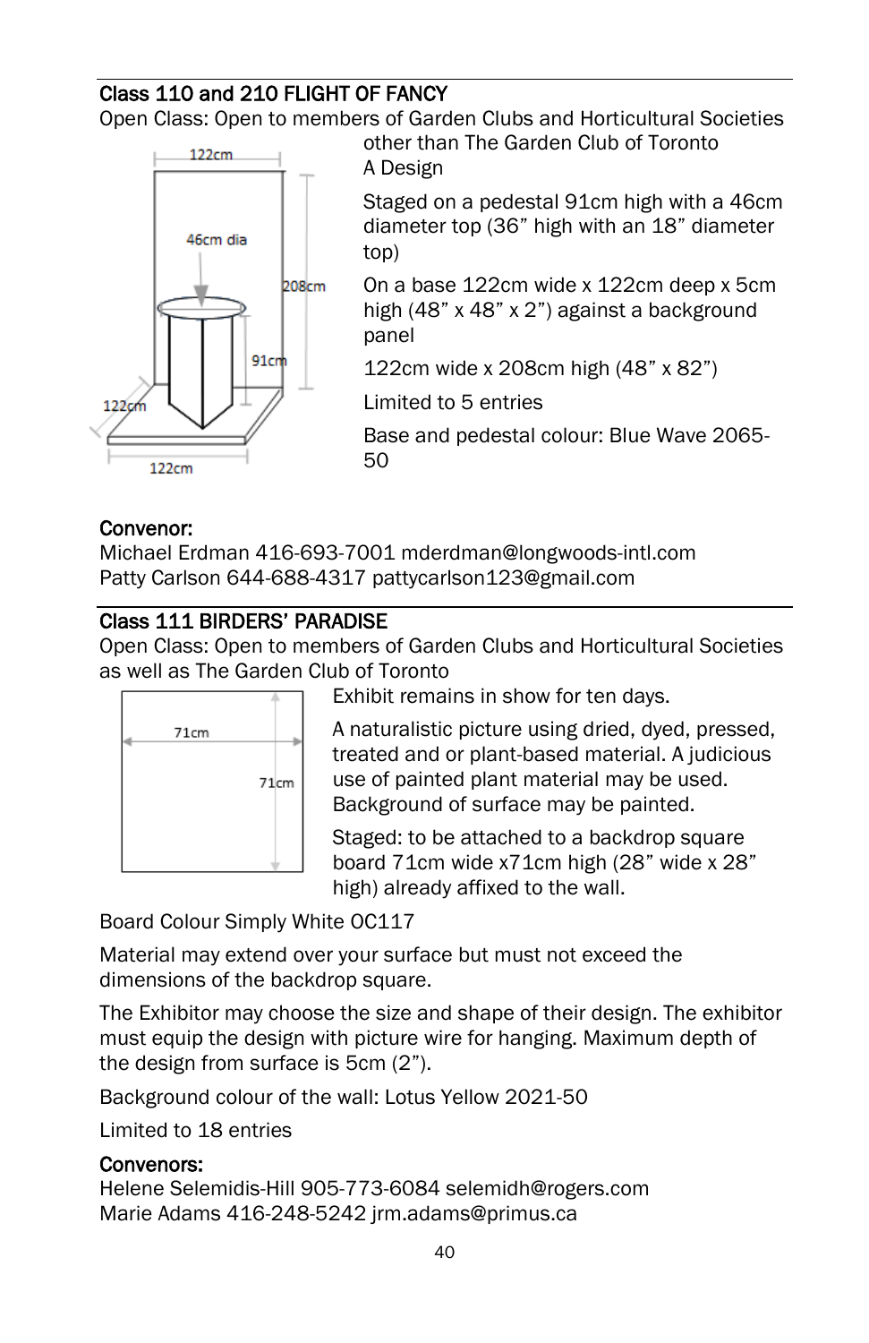### Class 110 and 210 FLIGHT OF FANCY

Open Class: Open to members of Garden Clubs and Horticultural Societies other than The Garden Club of Toronto

A Design

Staged on a pedestal 91cm high with a 46cm diameter top (36” high with an 18” diameter top)

On a base 122cm wide x 122cm deep x 5cm high (48” x 48” x 2”) against a background panel

122cm wide x 208cm high (48” x 82”)

Limited to 5 entries

Base and pedestal colour: Blue Wave 2065-50

**Convenor:**

Michael Erdman 416-693-7001 mderdman@longwoods-intl.com
Patty Carlson 644-688-4317 pattycarlson123@gmail.com

### Class 111 BIRDERS’ PARADISE

Open Class: Open to members of Garden Clubs and Horticultural Societies as well as The Garden Club of Toronto

Exhibit remains in show for ten days.

A naturalistic picture using dried, dyed, pressed, treated and or plant-based material. A judicious use of painted plant material may be used. Background of surface may be painted.

Staged: to be attached to a backdrop square board 71cm wide x71cm high (28” wide x 28” high) already affixed to the wall.

Board Colour Simply White OC117

Material may extend over your surface but must not exceed the dimensions of the backdrop square.

The Exhibitor may choose the size and shape of their design. The exhibitor must equip the design with picture wire for hanging. Maximum depth of the design from surface is 5cm (2”).

Background colour of the wall: Lotus Yellow 2021-50

Limited to 18 entries

**Convenors:**

Helene Selemidis-Hill 905-773-6084 selemidh@rogers.com
Marie Adams 416-248-5242 jrm.adams@primus.ca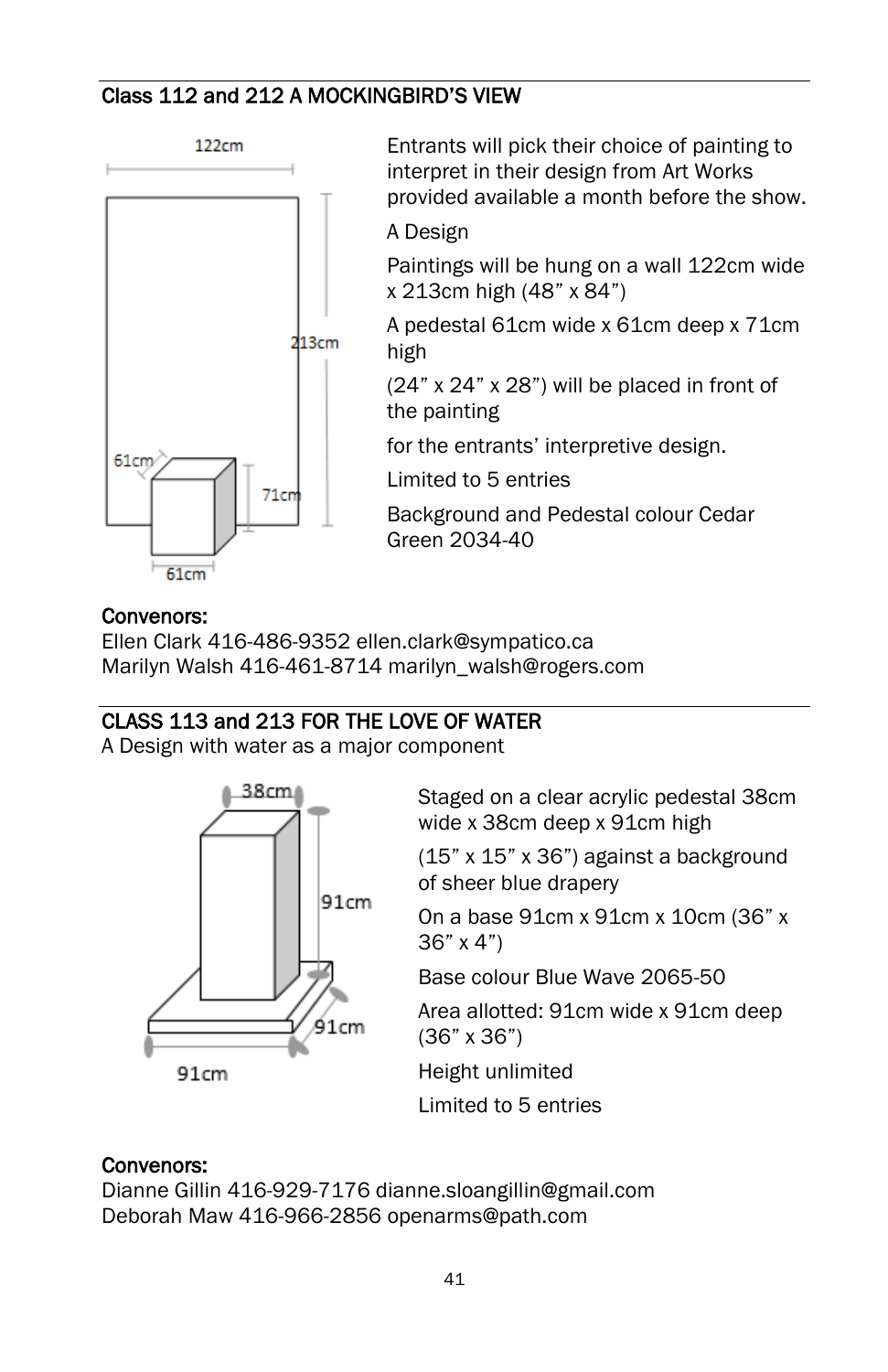## Class 112 and 212 A MOCKINGBIRD'S VIEW

Entrants will pick their choice of painting to interpret in their design from Art Works provided available a month before the show.

A Design

Paintings will be hung on a wall 122cm wide x 213cm high (48" x 84")

A pedestal 61cm wide x 61cm deep x 71cm high

(24" x 24" x 28") will be placed in front of the painting

for the entrants' interpretive design.

Limited to 5 entries

Background and Pedestal colour Cedar Green 2034-40

**Convenors:**
Ellen Clark 416-486-9352 ellen.clark@sympatico.ca
Marilyn Walsh 416-461-8714 marilyn_walsh@rogers.com

## CLASS 113 and 213 FOR THE LOVE OF WATER

A Design with water as a major component

Staged on a clear acrylic pedestal 38cm wide x 38cm deep x 91cm high

(15" x 15" x 36") against a background of sheer blue drapery

On a base 91cm x 91cm x 10cm (36" x 36" x 4")

Base colour Blue Wave 2065-50

Area allotted: 91cm wide x 91cm deep (36" x 36")

Height unlimited

Limited to 5 entries

**Convenors:**
Dianne Gillin 416-929-7176 dianne.sloangillin@gmail.com
Deborah Maw 416-966-2856 openarms@path.com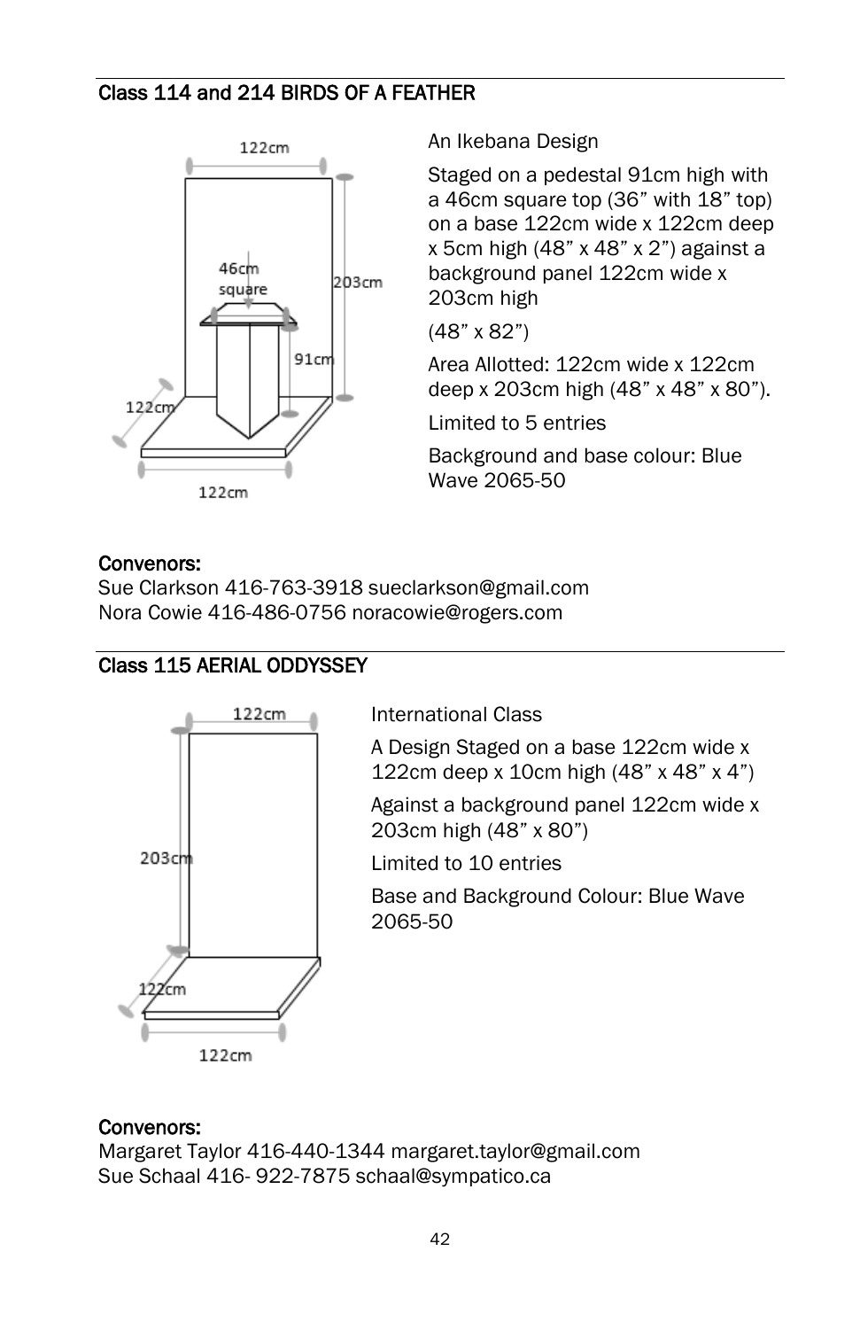## Class 114 and 214 BIRDS OF A FEATHER

An Ikebana Design

Staged on a pedestal 91cm high with a 46cm square top (36” with 18” top) on a base 122cm wide x 122cm deep x 5cm high (48” x 48” x 2”) against a background panel 122cm wide x 203cm high

(48” x 82”)

Area Allotted: 122cm wide x 122cm deep x 203cm high (48” x 48” x 80”).

Limited to 5 entries

Background and base colour: Blue Wave 2065-50

**Convenors:**
Sue Clarkson 416-763-3918 sueclarkson@gmail.com
Nora Cowie 416-486-0756 noracowie@rogers.com

## Class 115 AERIAL ODDYSSEY

International Class

A Design Staged on a base 122cm wide x 122cm deep x 10cm high (48” x 48” x 4”)

Against a background panel 122cm wide x 203cm high (48” x 80”)

Limited to 10 entries

Base and Background Colour: Blue Wave 2065-50

**Convenors:**
Margaret Taylor 416-440-1344 margaret.taylor@gmail.com
Sue Schaal 416- 922-7875 schaal@sympatico.ca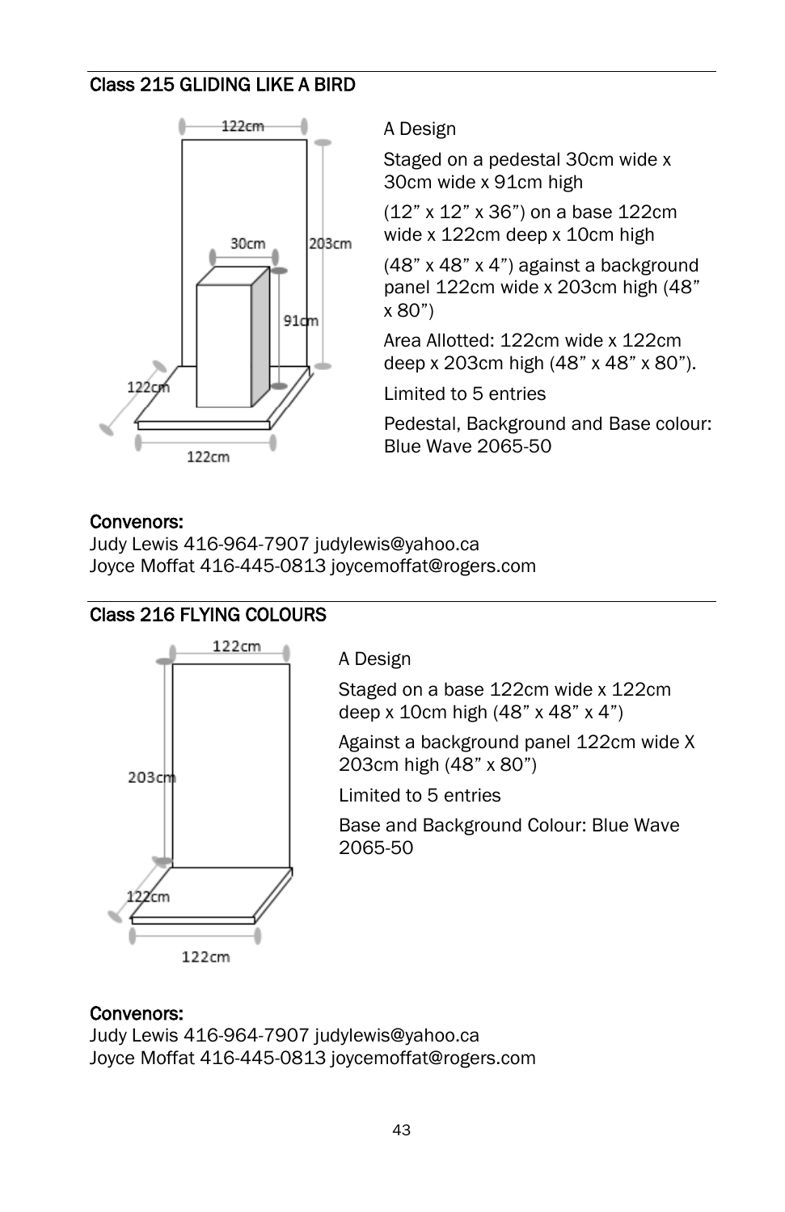## Class 215 GLIDING LIKE A BIRD

122cm
30cm
203cm
91cm
122cm
122cm

A Design

Staged on a pedestal 30cm wide x 30cm wide x 91cm high

(12” x 12” x 36”) on a base 122cm wide x 122cm deep x 10cm high

(48” x 48” x 4”) against a background panel 122cm wide x 203cm high (48” x 80”)

Area Allotted: 122cm wide x 122cm deep x 203cm high (48” x 48” x 80”).

Limited to 5 entries

Pedestal, Background and Base colour: Blue Wave 2065-50

**Convenors:**
Judy Lewis 416-964-7907 judylewis@yahoo.ca
Joyce Moffat 416-445-0813 joycemoffat@rogers.com

## Class 216 FLYING COLOURS

122cm
203cm
122cm
122cm

A Design

Staged on a base 122cm wide x 122cm deep x 10cm high (48” x 48” x 4”)

Against a background panel 122cm wide X 203cm high (48” x 80”)

Limited to 5 entries

Base and Background Colour: Blue Wave 2065-50

**Convenors:**
Judy Lewis 416-964-7907 judylewis@yahoo.ca
Joyce Moffat 416-445-0813 joycemoffat@rogers.com